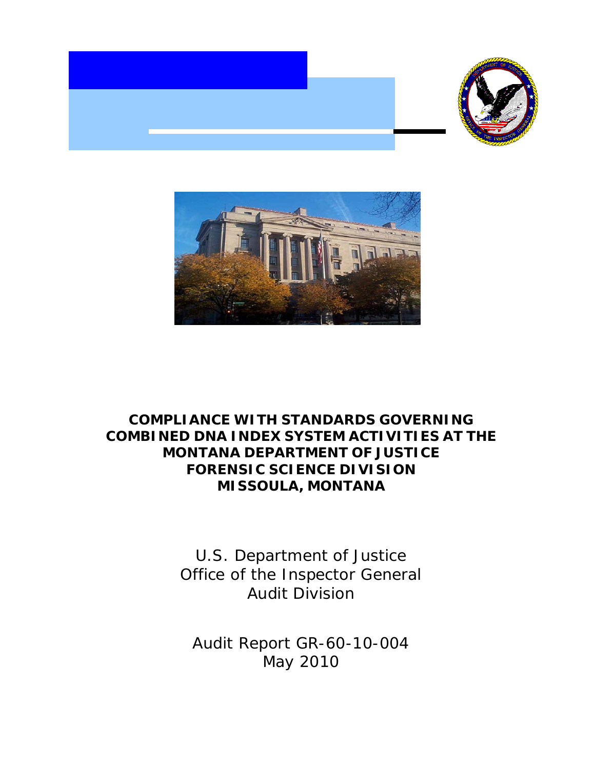# COMPLIANCE WITH STANDARDS GOVERNING COMBINED DNA INDEX SYSTEM ACTIVITIES AT THE MONTANA DEPARTMENT OF JUSTICE FORENSIC SCIENCE DIVISION MISSOULA, MONTANA

U.S. Department of Justice
Office of the Inspector General
Audit Division

Audit Report GR-60-10-004
May 2010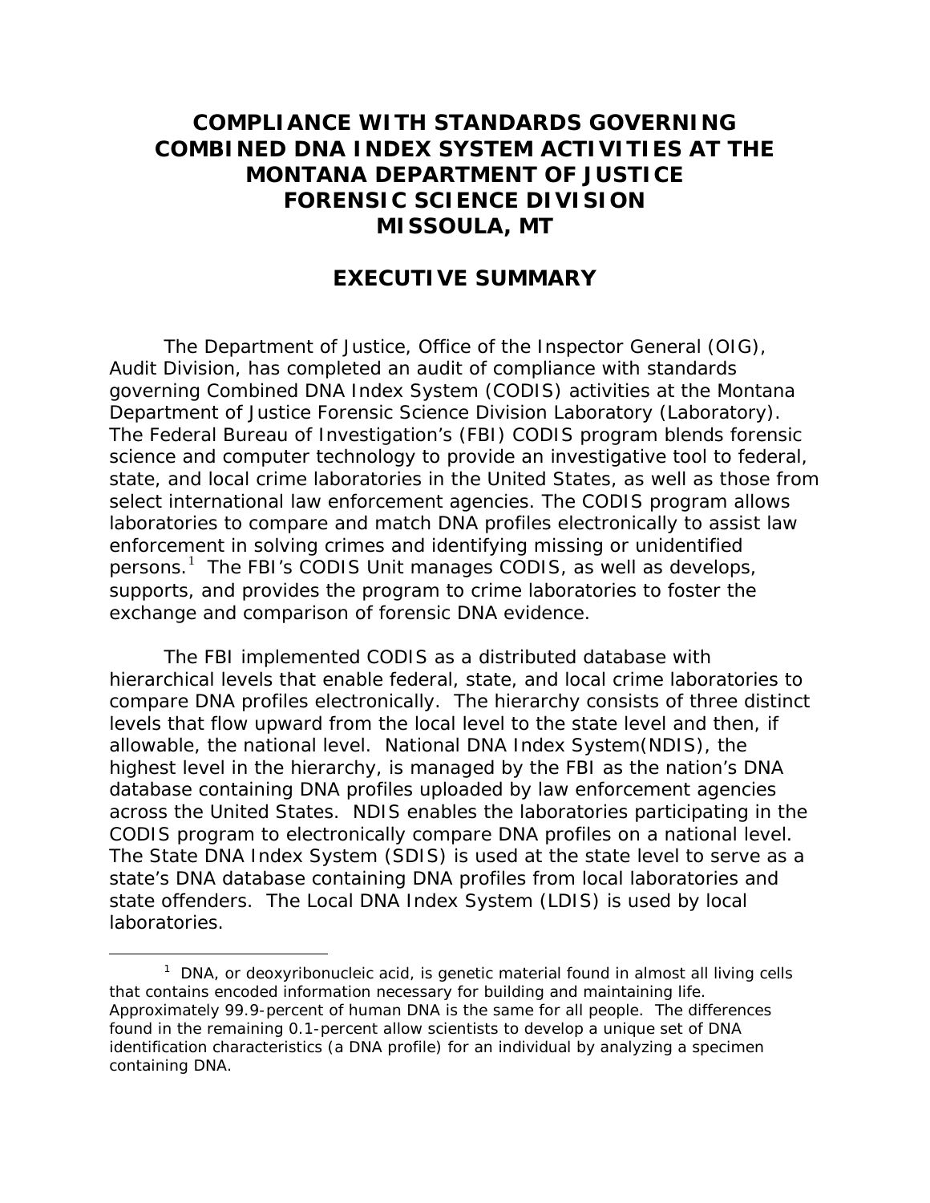# COMPLIANCE WITH STANDARDS GOVERNING COMBINED DNA INDEX SYSTEM ACTIVITIES AT THE MONTANA DEPARTMENT OF JUSTICE FORENSIC SCIENCE DIVISION MISSOULA, MT

## EXECUTIVE SUMMARY

The Department of Justice, Office of the Inspector General (OIG), Audit Division, has completed an audit of compliance with standards governing Combined DNA Index System (CODIS) activities at the Montana Department of Justice Forensic Science Division Laboratory (Laboratory). The Federal Bureau of Investigation's (FBI) CODIS program blends forensic science and computer technology to provide an investigative tool to federal, state, and local crime laboratories in the United States, as well as those from select international law enforcement agencies. The CODIS program allows laboratories to compare and match DNA profiles electronically to assist law enforcement in solving crimes and identifying missing or unidentified persons.[1] The FBI's CODIS Unit manages CODIS, as well as develops, supports, and provides the program to crime laboratories to foster the exchange and comparison of forensic DNA evidence.

The FBI implemented CODIS as a distributed database with hierarchical levels that enable federal, state, and local crime laboratories to compare DNA profiles electronically. The hierarchy consists of three distinct levels that flow upward from the local level to the state level and then, if allowable, the national level. National DNA Index System(NDIS), the highest level in the hierarchy, is managed by the FBI as the nation's DNA database containing DNA profiles uploaded by law enforcement agencies across the United States. NDIS enables the laboratories participating in the CODIS program to electronically compare DNA profiles on a national level. The State DNA Index System (SDIS) is used at the state level to serve as a state's DNA database containing DNA profiles from local laboratories and state offenders. The Local DNA Index System (LDIS) is used by local laboratories.

---

[1] DNA, or deoxyribonucleic acid, is genetic material found in almost all living cells that contains encoded information necessary for building and maintaining life. Approximately 99.9-percent of human DNA is the same for all people. The differences found in the remaining 0.1-percent allow scientists to develop a unique set of DNA identification characteristics (a DNA profile) for an individual by analyzing a specimen containing DNA.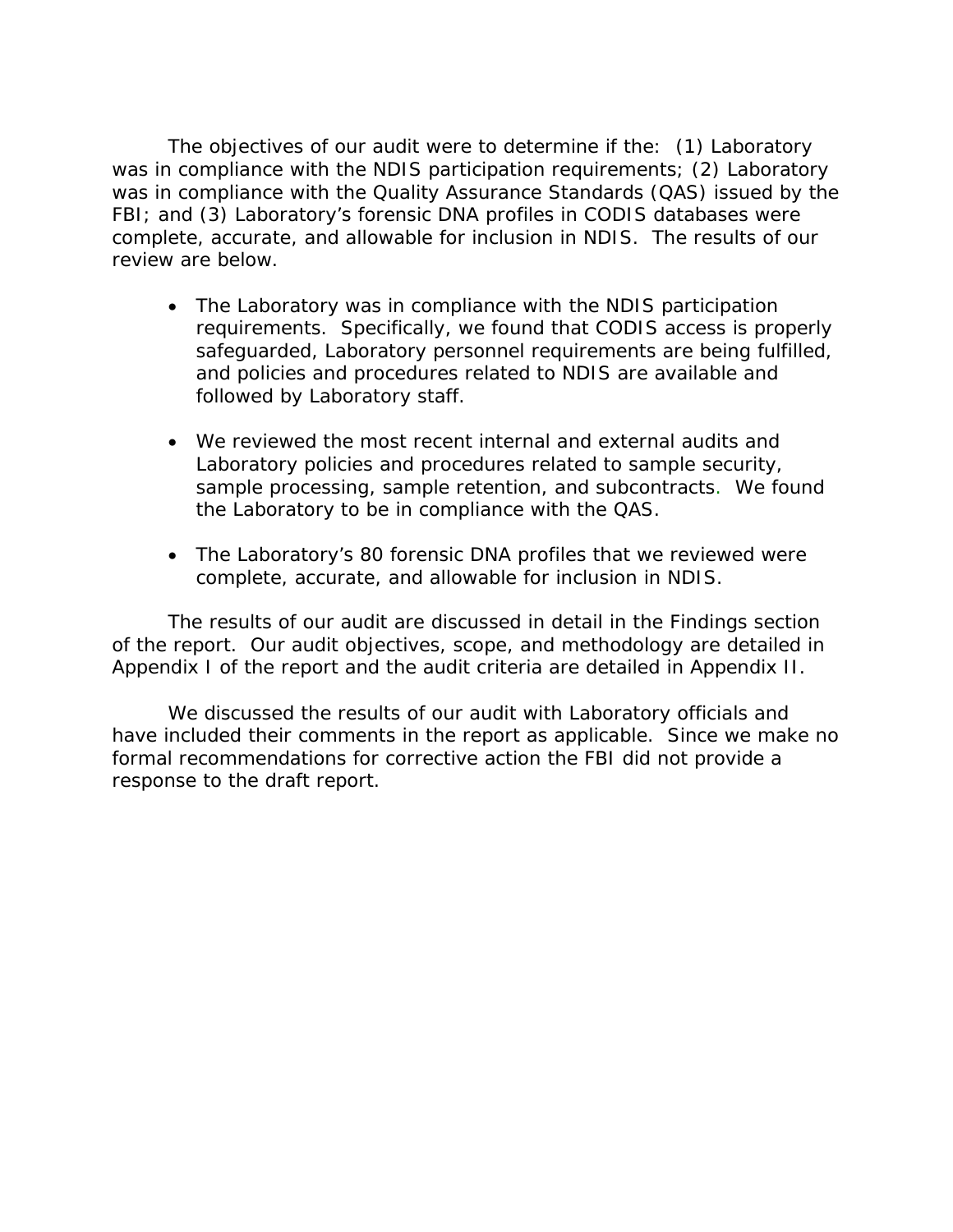The objectives of our audit were to determine if the: (1) Laboratory was in compliance with the NDIS participation requirements; (2) Laboratory was in compliance with the Quality Assurance Standards (QAS) issued by the FBI; and (3) Laboratory's forensic DNA profiles in CODIS databases were complete, accurate, and allowable for inclusion in NDIS. The results of our review are below.

- The Laboratory was in compliance with the NDIS participation requirements. Specifically, we found that CODIS access is properly safeguarded, Laboratory personnel requirements are being fulfilled, and policies and procedures related to NDIS are available and followed by Laboratory staff.

- We reviewed the most recent internal and external audits and Laboratory policies and procedures related to sample security, sample processing, sample retention, and subcontracts. We found the Laboratory to be in compliance with the QAS.

- The Laboratory's 80 forensic DNA profiles that we reviewed were complete, accurate, and allowable for inclusion in NDIS.

The results of our audit are discussed in detail in the Findings section of the report. Our audit objectives, scope, and methodology are detailed in Appendix I of the report and the audit criteria are detailed in Appendix II.

We discussed the results of our audit with Laboratory officials and have included their comments in the report as applicable. Since we make no formal recommendations for corrective action the FBI did not provide a response to the draft report.